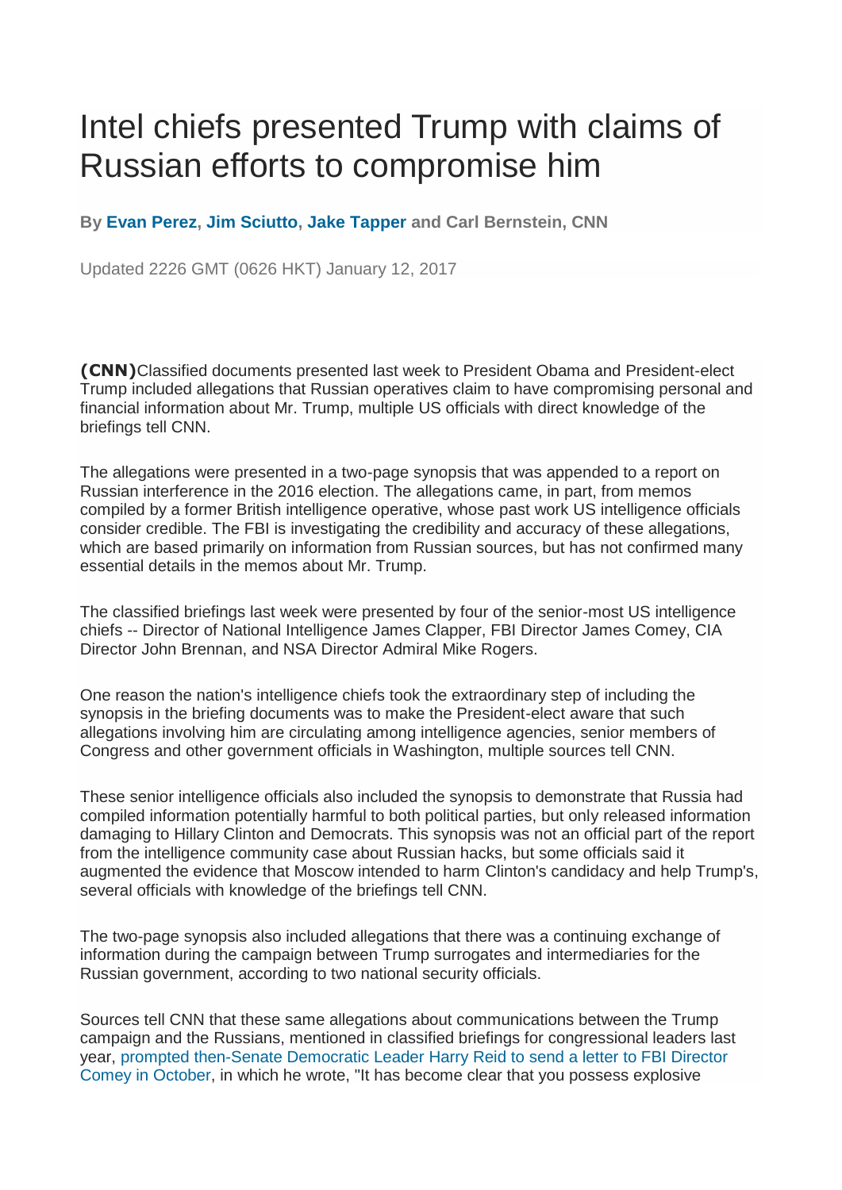# Intel chiefs presented Trump with claims of Russian efforts to compromise him

**By Evan Perez, Jim Sciutto, Jake Tapper and Carl Bernstein, CNN**

Updated 2226 GMT (0626 HKT) January 12, 2017

**(CNN)**Classified documents presented last week to President Obama and President-elect Trump included allegations that Russian operatives claim to have compromising personal and financial information about Mr. Trump, multiple US officials with direct knowledge of the briefings tell CNN.

The allegations were presented in a two-page synopsis that was appended to a report on Russian interference in the 2016 election. The allegations came, in part, from memos compiled by a former British intelligence operative, whose past work US intelligence officials consider credible. The FBI is investigating the credibility and accuracy of these allegations, which are based primarily on information from Russian sources, but has not confirmed many essential details in the memos about Mr. Trump.

The classified briefings last week were presented by four of the senior-most US intelligence chiefs -- Director of National Intelligence James Clapper, FBI Director James Comey, CIA Director John Brennan, and NSA Director Admiral Mike Rogers.

One reason the nation's intelligence chiefs took the extraordinary step of including the synopsis in the briefing documents was to make the President-elect aware that such allegations involving him are circulating among intelligence agencies, senior members of Congress and other government officials in Washington, multiple sources tell CNN.

These senior intelligence officials also included the synopsis to demonstrate that Russia had compiled information potentially harmful to both political parties, but only released information damaging to Hillary Clinton and Democrats. This synopsis was not an official part of the report from the intelligence community case about Russian hacks, but some officials said it augmented the evidence that Moscow intended to harm Clinton's candidacy and help Trump's, several officials with knowledge of the briefings tell CNN.

The two-page synopsis also included allegations that there was a continuing exchange of information during the campaign between Trump surrogates and intermediaries for the Russian government, according to two national security officials.

Sources tell CNN that these same allegations about communications between the Trump campaign and the Russians, mentioned in classified briefings for congressional leaders last year, prompted then-Senate Democratic Leader Harry Reid to send a letter to FBI Director Comey in October, in which he wrote, "It has become clear that you possess explosive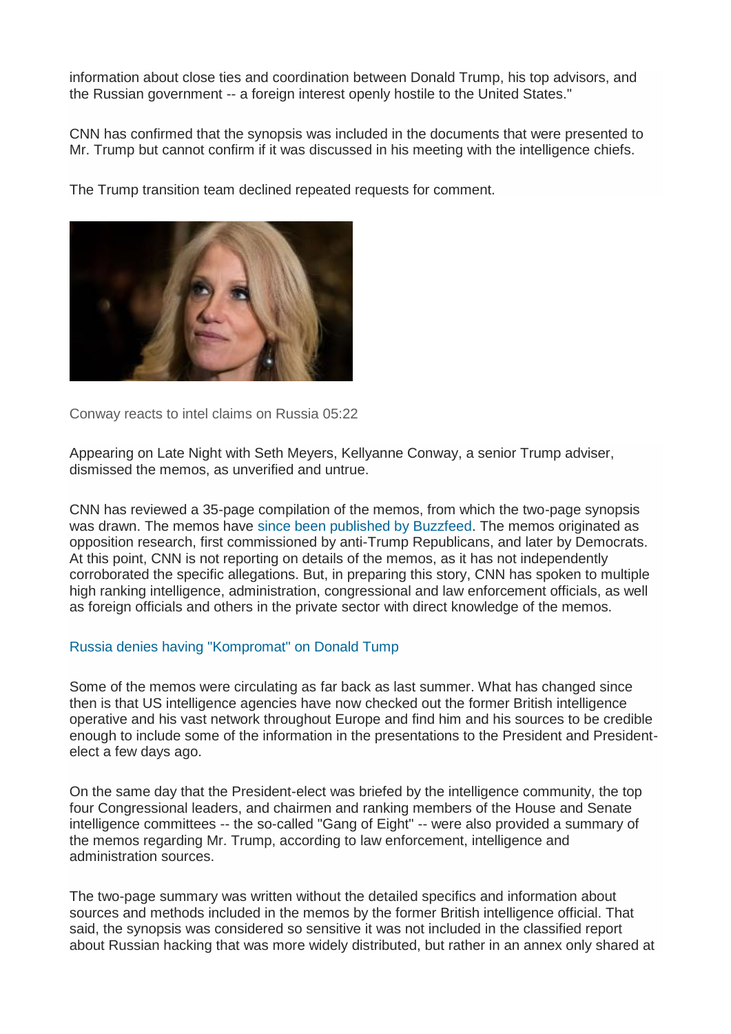information about close ties and coordination between Donald Trump, his top advisors, and the Russian government -- a foreign interest openly hostile to the United States."

CNN has confirmed that the synopsis was included in the documents that were presented to Mr. Trump but cannot confirm if it was discussed in his meeting with the intelligence chiefs.

The Trump transition team declined repeated requests for comment.

Conway reacts to intel claims on Russia 05:22

Appearing on Late Night with Seth Meyers, Kellyanne Conway, a senior Trump adviser, dismissed the memos, as unverified and untrue.

CNN has reviewed a 35-page compilation of the memos, from which the two-page synopsis was drawn. The memos have since been published by Buzzfeed. The memos originated as opposition research, first commissioned by anti-Trump Republicans, and later by Democrats. At this point, CNN is not reporting on details of the memos, as it has not independently corroborated the specific allegations. But, in preparing this story, CNN has spoken to multiple high ranking intelligence, administration, congressional and law enforcement officials, as well as foreign officials and others in the private sector with direct knowledge of the memos.

Russia denies having "Kompromat" on Donald Tump

Some of the memos were circulating as far back as last summer. What has changed since then is that US intelligence agencies have now checked out the former British intelligence operative and his vast network throughout Europe and find him and his sources to be credible enough to include some of the information in the presentations to the President and President-elect a few days ago.

On the same day that the President-elect was briefed by the intelligence community, the top four Congressional leaders, and chairmen and ranking members of the House and Senate intelligence committees -- the so-called "Gang of Eight" -- were also provided a summary of the memos regarding Mr. Trump, according to law enforcement, intelligence and administration sources.

The two-page summary was written without the detailed specifics and information about sources and methods included in the memos by the former British intelligence official. That said, the synopsis was considered so sensitive it was not included in the classified report about Russian hacking that was more widely distributed, but rather in an annex only shared at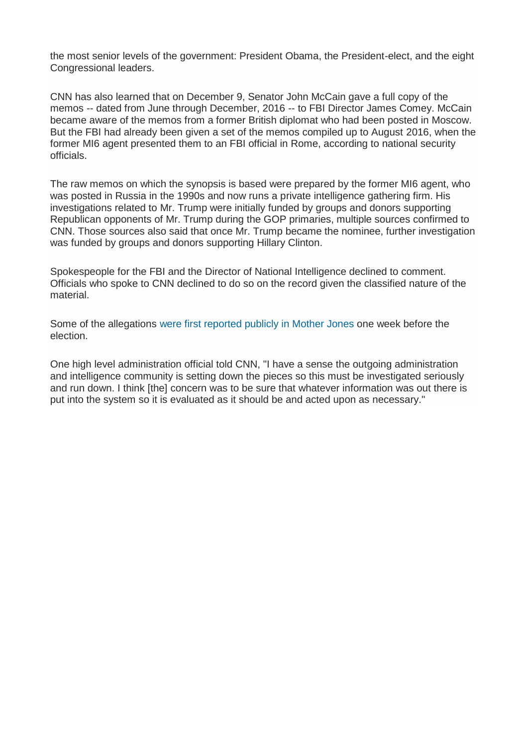the most senior levels of the government: President Obama, the President-elect, and the eight Congressional leaders.

CNN has also learned that on December 9, Senator John McCain gave a full copy of the memos -- dated from June through December, 2016 -- to FBI Director James Comey. McCain became aware of the memos from a former British diplomat who had been posted in Moscow. But the FBI had already been given a set of the memos compiled up to August 2016, when the former MI6 agent presented them to an FBI official in Rome, according to national security officials.

The raw memos on which the synopsis is based were prepared by the former MI6 agent, who was posted in Russia in the 1990s and now runs a private intelligence gathering firm. His investigations related to Mr. Trump were initially funded by groups and donors supporting Republican opponents of Mr. Trump during the GOP primaries, multiple sources confirmed to CNN. Those sources also said that once Mr. Trump became the nominee, further investigation was funded by groups and donors supporting Hillary Clinton.

Spokespeople for the FBI and the Director of National Intelligence declined to comment. Officials who spoke to CNN declined to do so on the record given the classified nature of the material.

Some of the allegations were first reported publicly in Mother Jones one week before the election.

One high level administration official told CNN, "I have a sense the outgoing administration and intelligence community is setting down the pieces so this must be investigated seriously and run down. I think [the] concern was to be sure that whatever information was out there is put into the system so it is evaluated as it should be and acted upon as necessary."